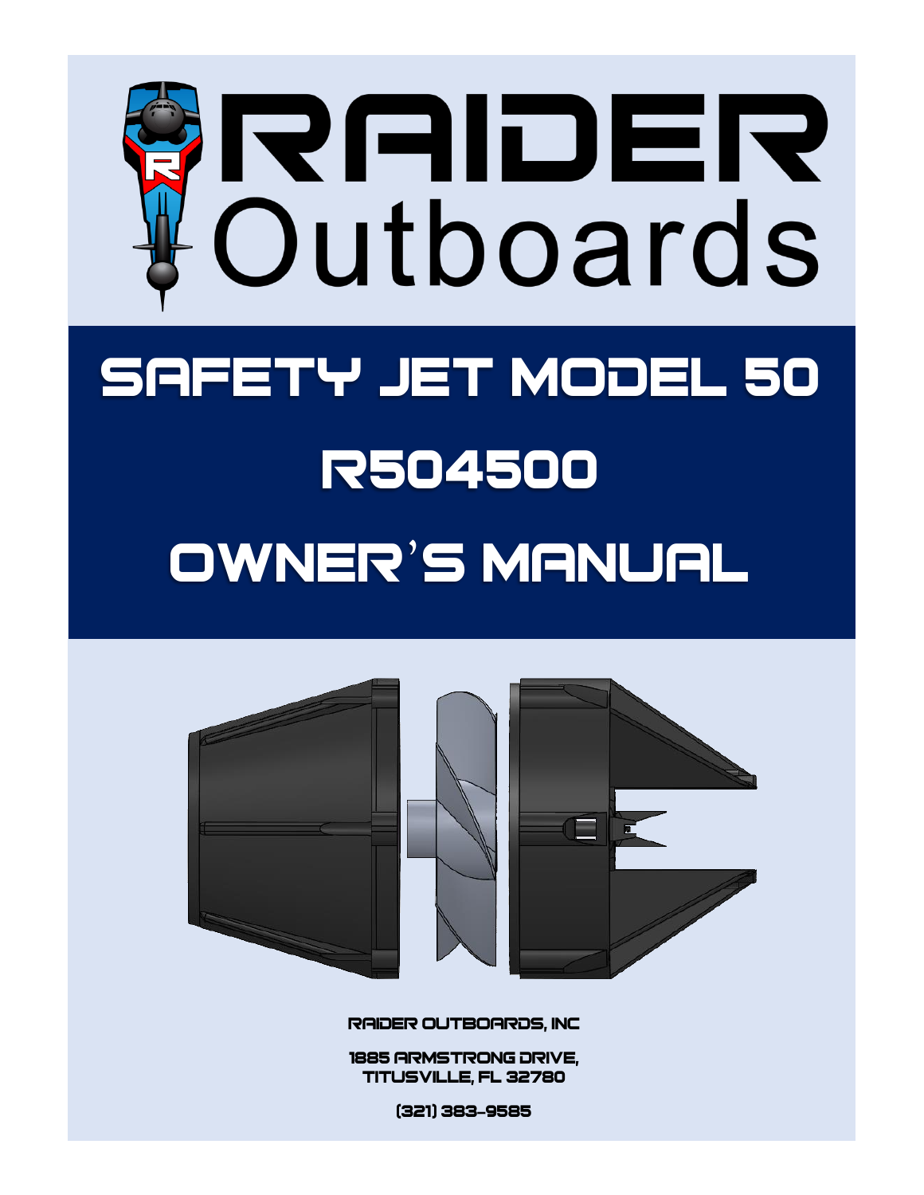# RAIDER Outboards

# SAFETY JET MODEL 50

# R504500

# OWNER'S MANUAL

RAIDER OUTBOARDS, INC

1885 ARMSTRONG DRIVE,
TITUSVILLE, FL 32780

(321) 383-9585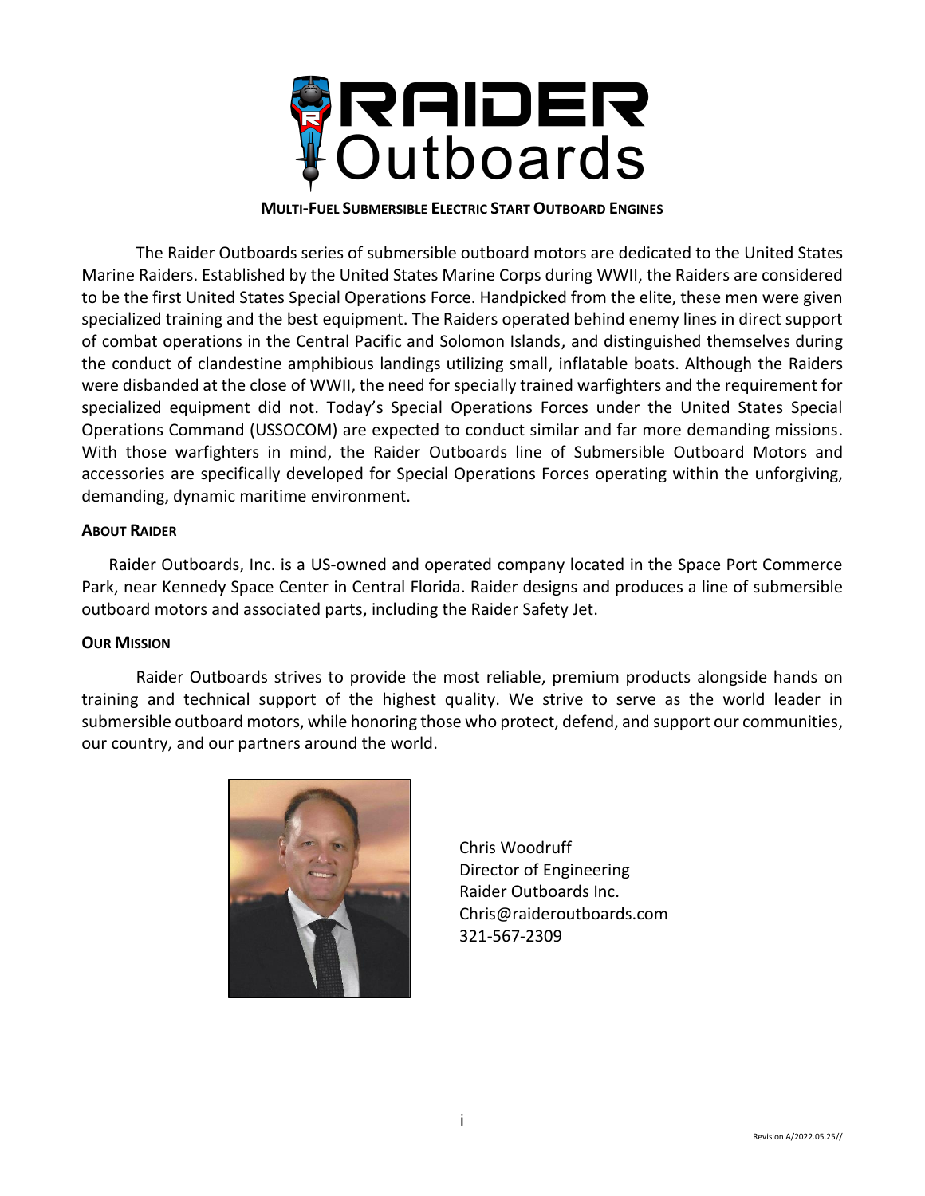# RAIDER Outboards

**Multi-Fuel Submersible Electric Start Outboard Engines**

The Raider Outboards series of submersible outboard motors are dedicated to the United States Marine Raiders. Established by the United States Marine Corps during WWII, the Raiders are considered to be the first United States Special Operations Force. Handpicked from the elite, these men were given specialized training and the best equipment. The Raiders operated behind enemy lines in direct support of combat operations in the Central Pacific and Solomon Islands, and distinguished themselves during the conduct of clandestine amphibious landings utilizing small, inflatable boats. Although the Raiders were disbanded at the close of WWII, the need for specially trained warfighters and the requirement for specialized equipment did not. Today's Special Operations Forces under the United States Special Operations Command (USSOCOM) are expected to conduct similar and far more demanding missions. With those warfighters in mind, the Raider Outboards line of Submersible Outboard Motors and accessories are specifically developed for Special Operations Forces operating within the unforgiving, demanding, dynamic maritime environment.

## About Raider

Raider Outboards, Inc. is a US-owned and operated company located in the Space Port Commerce Park, near Kennedy Space Center in Central Florida. Raider designs and produces a line of submersible outboard motors and associated parts, including the Raider Safety Jet.

## Our Mission

Raider Outboards strives to provide the most reliable, premium products alongside hands on training and technical support of the highest quality. We strive to serve as the world leader in submersible outboard motors, while honoring those who protect, defend, and support our communities, our country, and our partners around the world.

Chris Woodruff
Director of Engineering
Raider Outboards Inc.
Chris@raideroutboards.com
321-567-2309

Revision A/2022.05.25//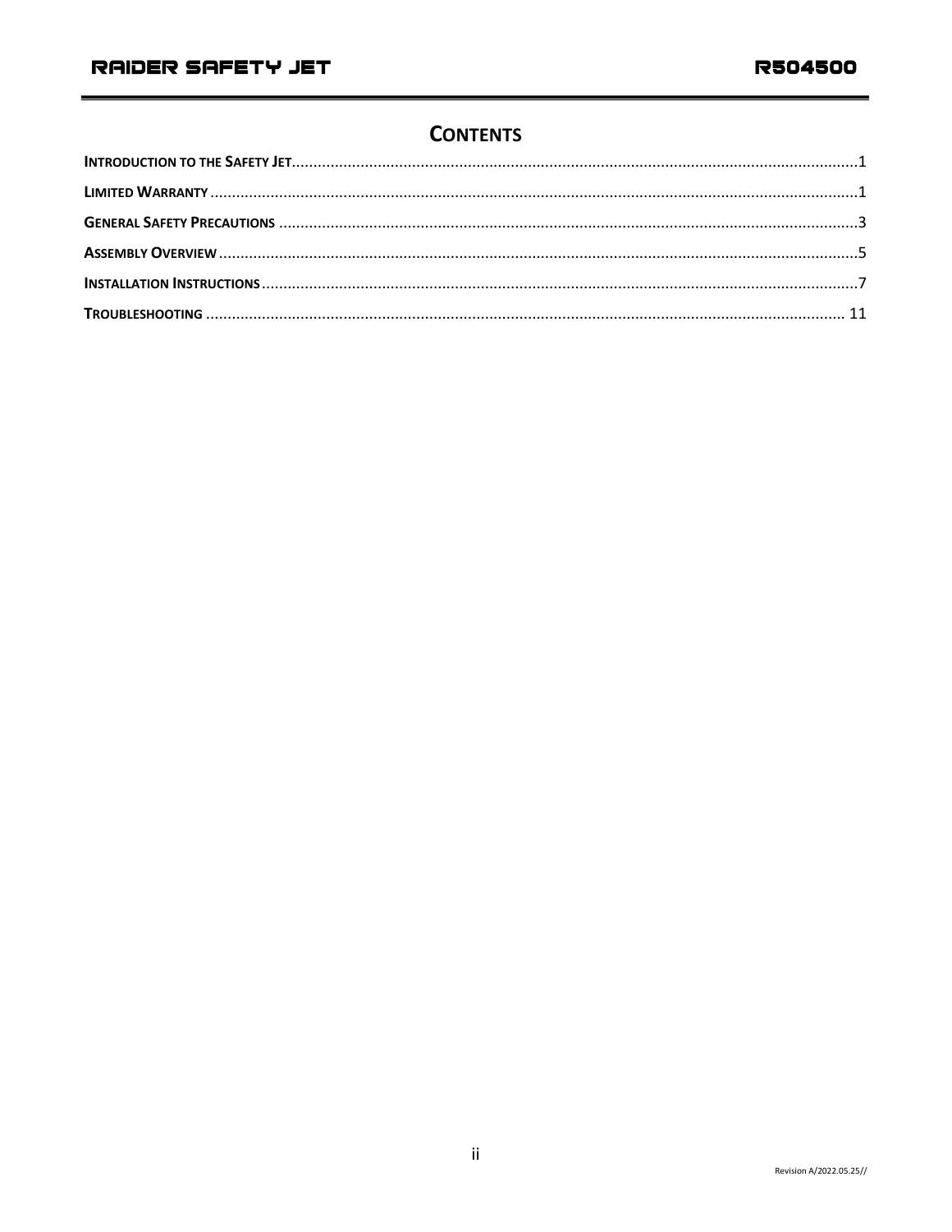# Contents

Introduction to the Safety Jet....................................1

Limited Warranty....................................1

General Safety Precautions....................................3

Assembly Overview....................................5

Installation Instructions....................................7

Troubleshooting....................................11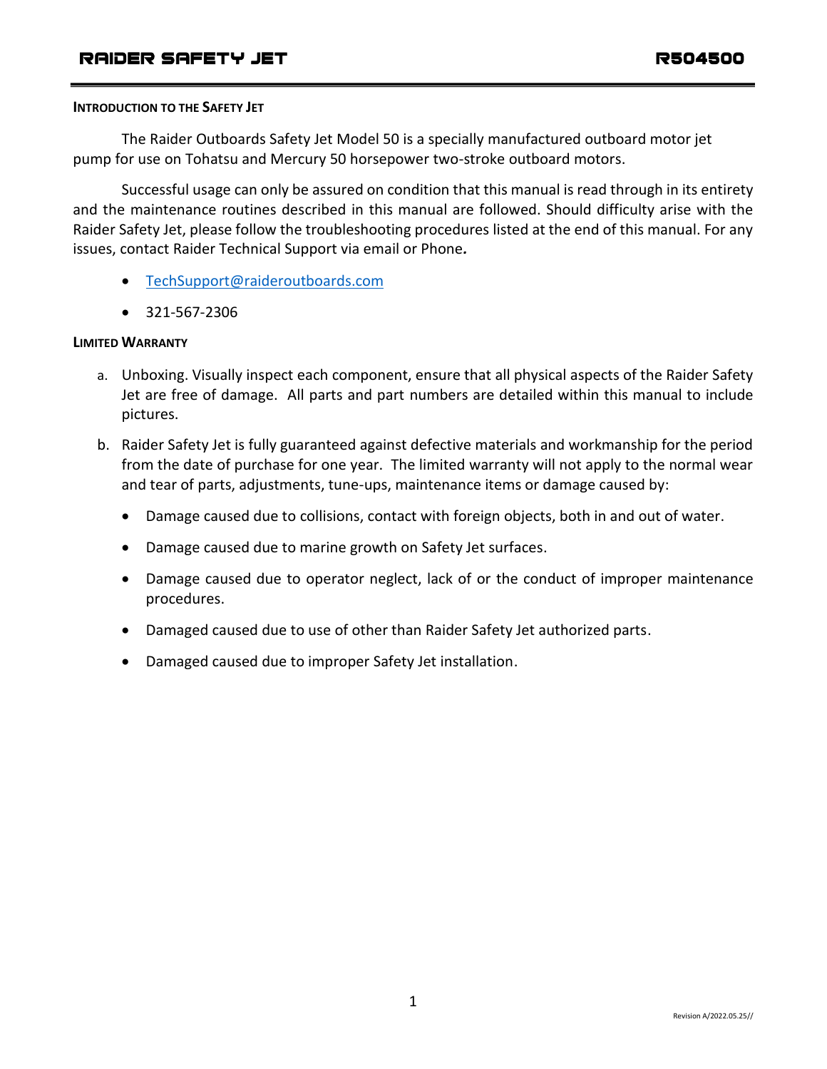## Introduction to the Safety Jet

The Raider Outboards Safety Jet Model 50 is a specially manufactured outboard motor jet pump for use on Tohatsu and Mercury 50 horsepower two-stroke outboard motors.

Successful usage can only be assured on condition that this manual is read through in its entirety and the maintenance routines described in this manual are followed. Should difficulty arise with the Raider Safety Jet, please follow the troubleshooting procedures listed at the end of this manual. For any issues, contact Raider Technical Support via email or Phone***.***

- TechSupport@raideroutboards.com
- 321-567-2306

## Limited Warranty

a. Unboxing. Visually inspect each component, ensure that all physical aspects of the Raider Safety Jet are free of damage. All parts and part numbers are detailed within this manual to include pictures.

b. Raider Safety Jet is fully guaranteed against defective materials and workmanship for the period from the date of purchase for one year. The limited warranty will not apply to the normal wear and tear of parts, adjustments, tune-ups, maintenance items or damage caused by:

   - Damage caused due to collisions, contact with foreign objects, both in and out of water.
   - Damage caused due to marine growth on Safety Jet surfaces.
   - Damage caused due to operator neglect, lack of or the conduct of improper maintenance procedures.
   - Damaged caused due to use of other than Raider Safety Jet authorized parts.
   - Damaged caused due to improper Safety Jet installation.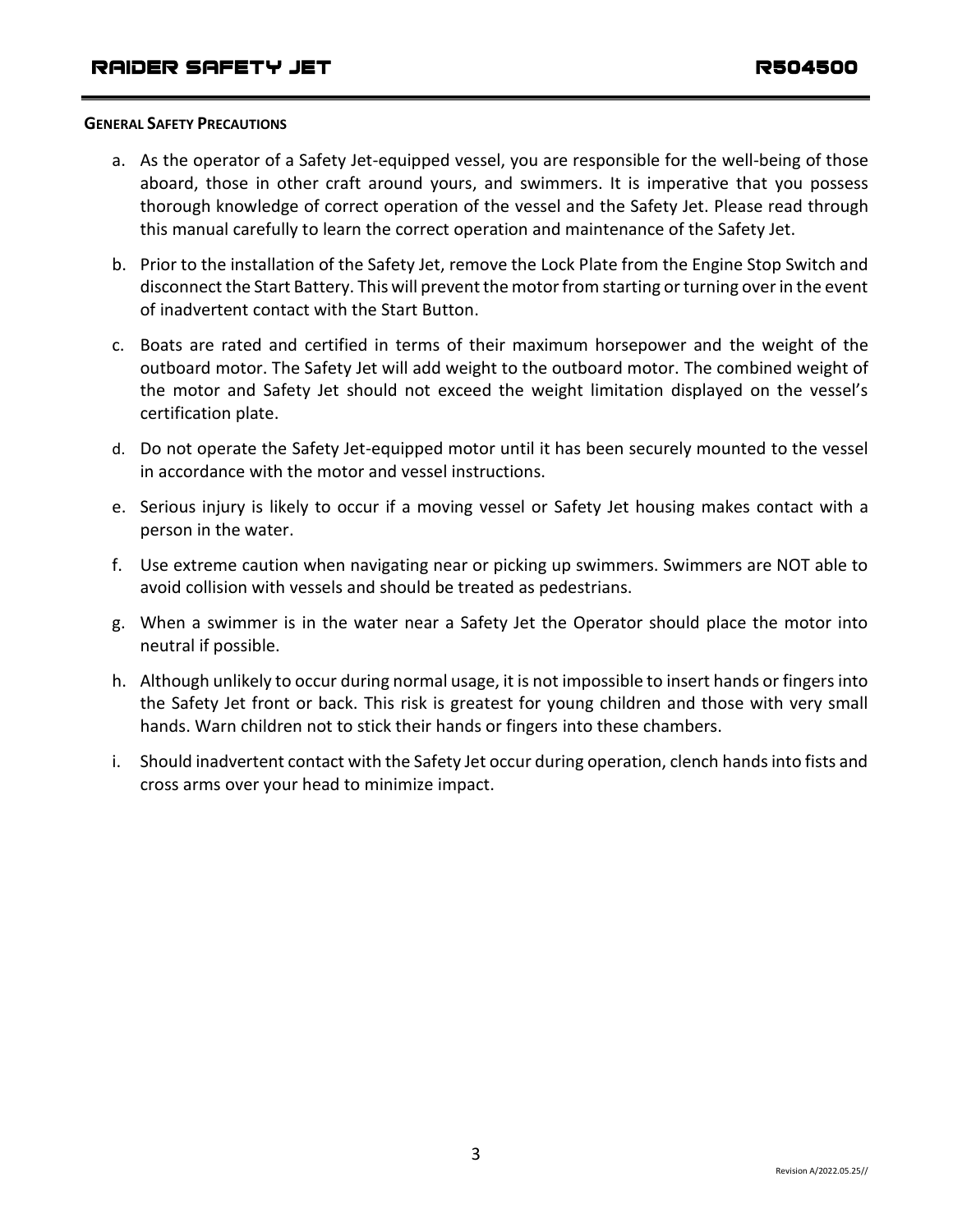## General Safety Precautions

a. As the operator of a Safety Jet-equipped vessel, you are responsible for the well-being of those aboard, those in other craft around yours, and swimmers. It is imperative that you possess thorough knowledge of correct operation of the vessel and the Safety Jet. Please read through this manual carefully to learn the correct operation and maintenance of the Safety Jet.

b. Prior to the installation of the Safety Jet, remove the Lock Plate from the Engine Stop Switch and disconnect the Start Battery. This will prevent the motor from starting or turning over in the event of inadvertent contact with the Start Button.

c. Boats are rated and certified in terms of their maximum horsepower and the weight of the outboard motor. The Safety Jet will add weight to the outboard motor. The combined weight of the motor and Safety Jet should not exceed the weight limitation displayed on the vessel's certification plate.

d. Do not operate the Safety Jet-equipped motor until it has been securely mounted to the vessel in accordance with the motor and vessel instructions.

e. Serious injury is likely to occur if a moving vessel or Safety Jet housing makes contact with a person in the water.

f. Use extreme caution when navigating near or picking up swimmers. Swimmers are NOT able to avoid collision with vessels and should be treated as pedestrians.

g. When a swimmer is in the water near a Safety Jet the Operator should place the motor into neutral if possible.

h. Although unlikely to occur during normal usage, it is not impossible to insert hands or fingers into the Safety Jet front or back. This risk is greatest for young children and those with very small hands. Warn children not to stick their hands or fingers into these chambers.

i. Should inadvertent contact with the Safety Jet occur during operation, clench hands into fists and cross arms over your head to minimize impact.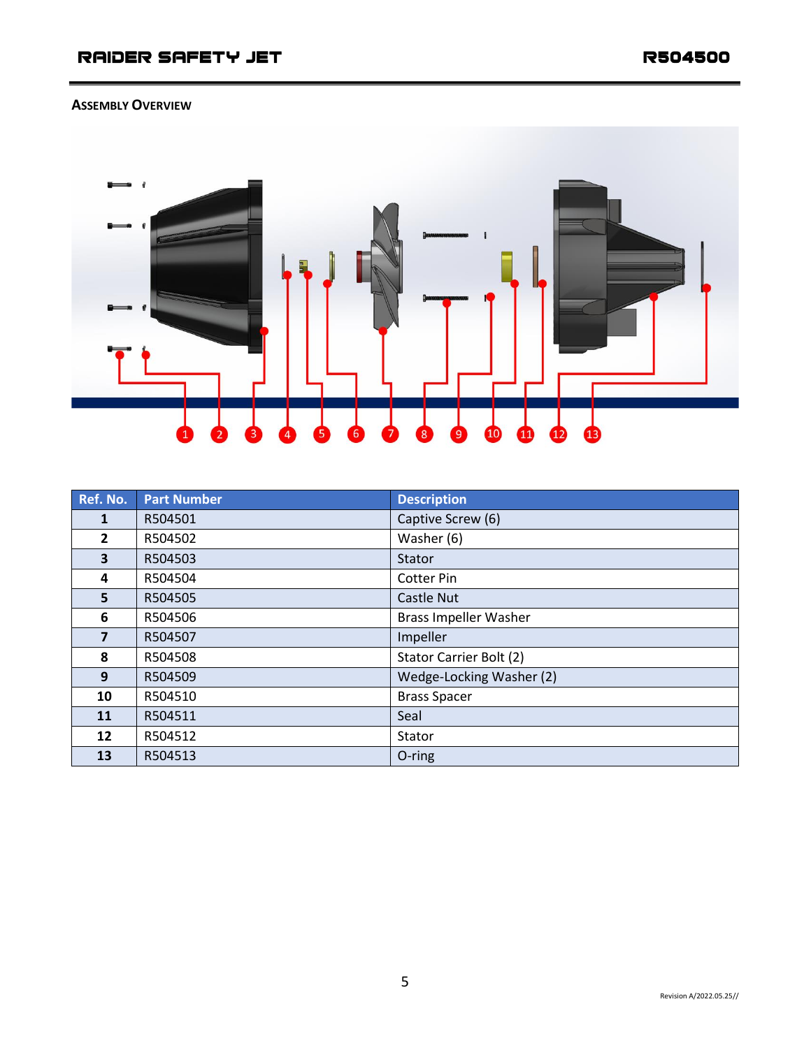## Assembly Overview

| Ref. No. | Part Number | Description |
| --- | --- | --- |
| 1 | R504501 | Captive Screw (6) |
| 2 | R504502 | Washer (6) |
| 3 | R504503 | Stator |
| 4 | R504504 | Cotter Pin |
| 5 | R504505 | Castle Nut |
| 6 | R504506 | Brass Impeller Washer |
| 7 | R504507 | Impeller |
| 8 | R504508 | Stator Carrier Bolt (2) |
| 9 | R504509 | Wedge-Locking Washer (2) |
| 10 | R504510 | Brass Spacer |
| 11 | R504511 | Seal |
| 12 | R504512 | Stator |
| 13 | R504513 | O-ring |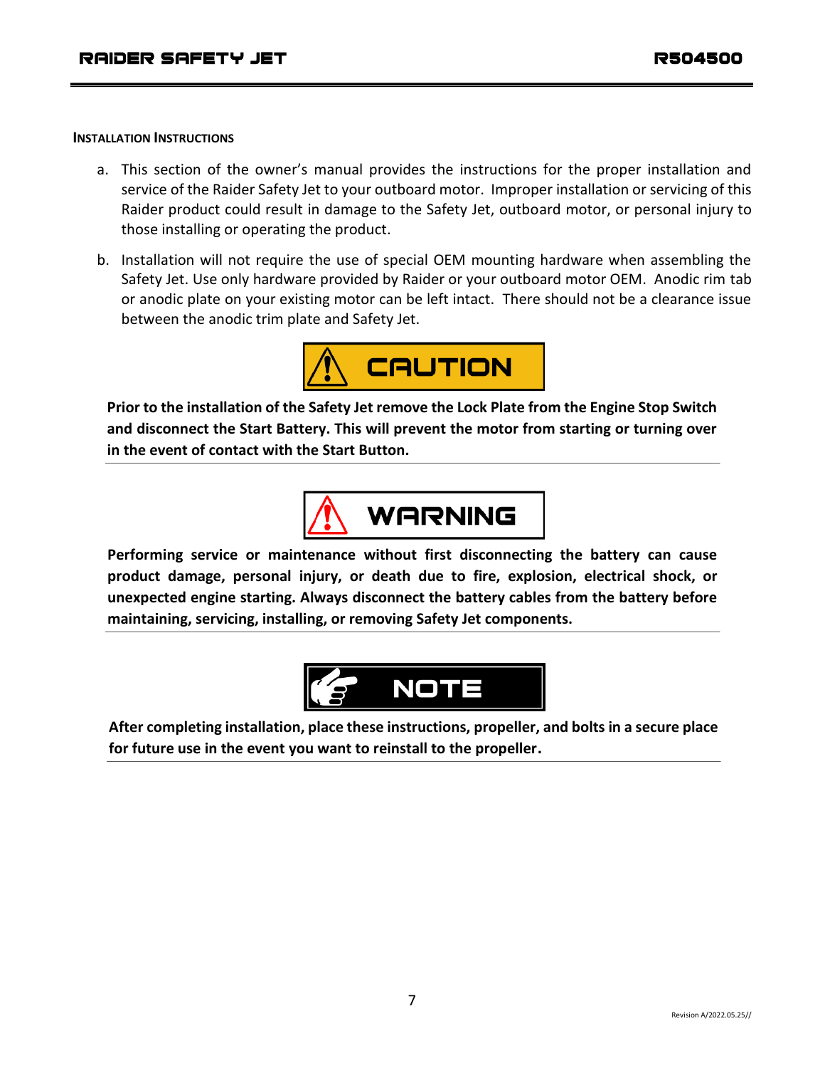## Installation Instructions

a. This section of the owner's manual provides the instructions for the proper installation and service of the Raider Safety Jet to your outboard motor. Improper installation or servicing of this Raider product could result in damage to the Safety Jet, outboard motor, or personal injury to those installing or operating the product.

b. Installation will not require the use of special OEM mounting hardware when assembling the Safety Jet. Use only hardware provided by Raider or your outboard motor OEM. Anodic rim tab or anodic plate on your existing motor can be left intact. There should not be a clearance issue between the anodic trim plate and Safety Jet.

**CAUTION**

**Prior to the installation of the Safety Jet remove the Lock Plate from the Engine Stop Switch and disconnect the Start Battery. This will prevent the motor from starting or turning over in the event of contact with the Start Button.**

---

**WARNING**

**Performing service or maintenance without first disconnecting the battery can cause product damage, personal injury, or death due to fire, explosion, electrical shock, or unexpected engine starting. Always disconnect the battery cables from the battery before maintaining, servicing, installing, or removing Safety Jet components.**

---

**NOTE**

**After completing installation, place these instructions, propeller, and bolts in a secure place for future use in the event you want to reinstall to the propeller.**

---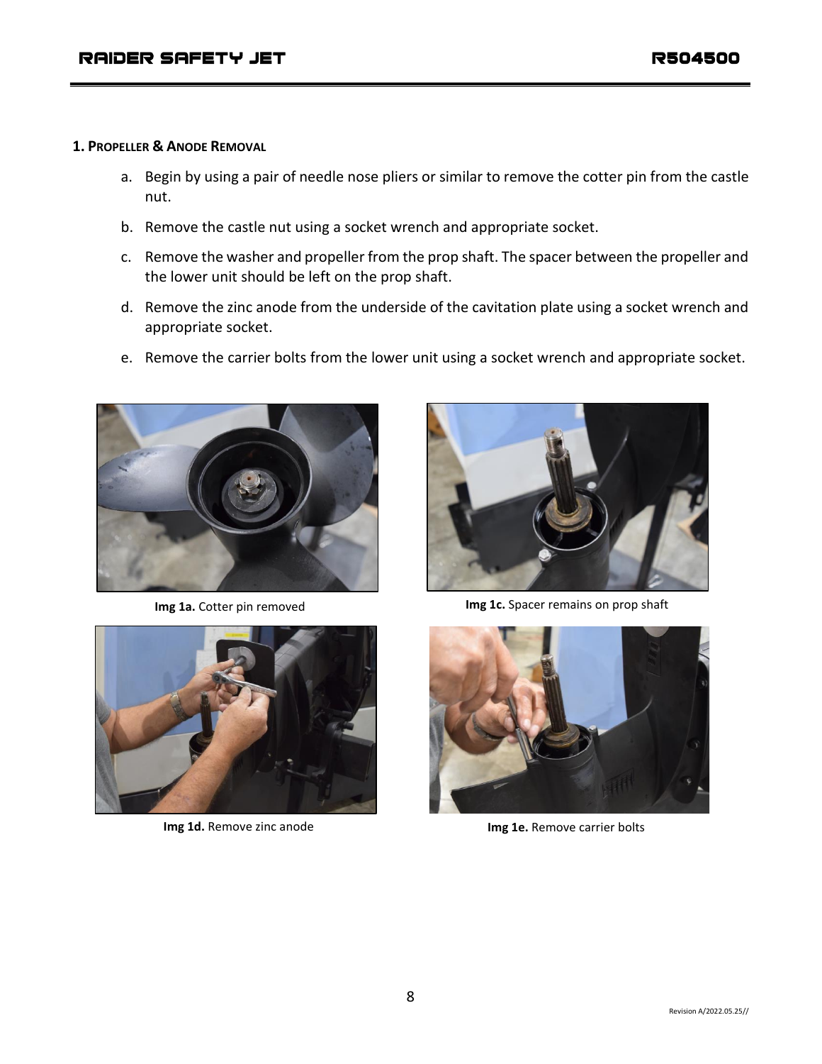## 1. Propeller & Anode Removal

a. Begin by using a pair of needle nose pliers or similar to remove the cotter pin from the castle nut.

b. Remove the castle nut using a socket wrench and appropriate socket.

c. Remove the washer and propeller from the prop shaft. The spacer between the propeller and the lower unit should be left on the prop shaft.

d. Remove the zinc anode from the underside of the cavitation plate using a socket wrench and appropriate socket.

e. Remove the carrier bolts from the lower unit using a socket wrench and appropriate socket.

**Img 1a.** Cotter pin removed

**Img 1c.** Spacer remains on prop shaft

**Img 1d.** Remove zinc anode

**Img 1e.** Remove carrier bolts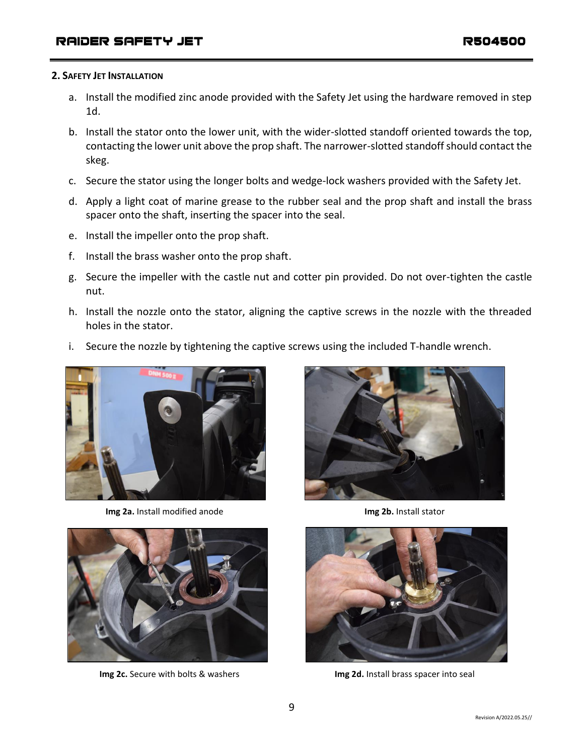## 2. Safety Jet Installation

a. Install the modified zinc anode provided with the Safety Jet using the hardware removed in step 1d.

b. Install the stator onto the lower unit, with the wider-slotted standoff oriented towards the top, contacting the lower unit above the prop shaft. The narrower-slotted standoff should contact the skeg.

c. Secure the stator using the longer bolts and wedge-lock washers provided with the Safety Jet.

d. Apply a light coat of marine grease to the rubber seal and the prop shaft and install the brass spacer onto the shaft, inserting the spacer into the seal.

e. Install the impeller onto the prop shaft.

f. Install the brass washer onto the prop shaft.

g. Secure the impeller with the castle nut and cotter pin provided. Do not over-tighten the castle nut.

h. Install the nozzle onto the stator, aligning the captive screws in the nozzle with the threaded holes in the stator.

i. Secure the nozzle by tightening the captive screws using the included T-handle wrench.

**Img 2a.** Install modified anode

**Img 2b.** Install stator

**Img 2c.** Secure with bolts & washers

**Img 2d.** Install brass spacer into seal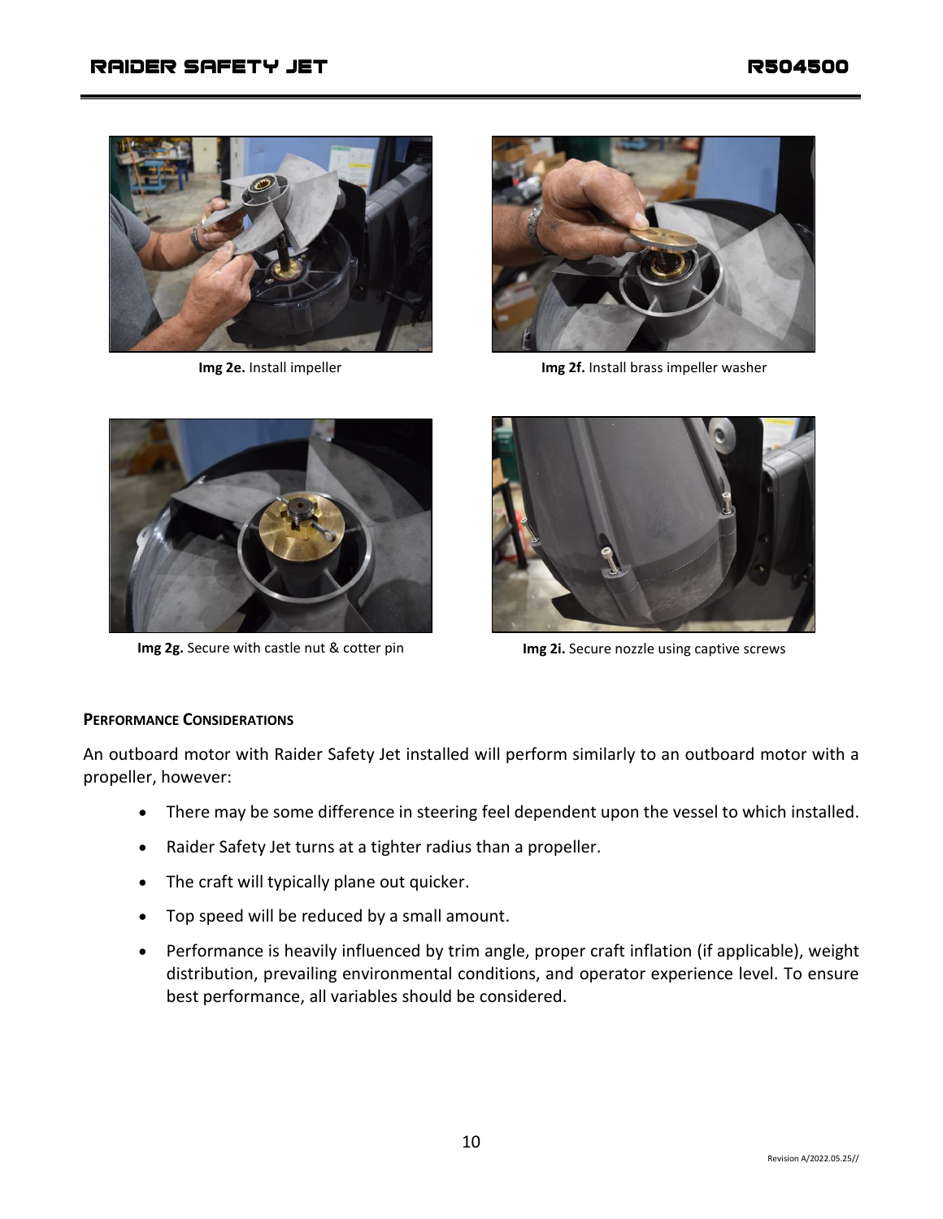**Img 2e.** Install impeller

**Img 2f.** Install brass impeller washer

**Img 2g.** Secure with castle nut & cotter pin

**Img 2i.** Secure nozzle using captive screws

### Performance Considerations

An outboard motor with Raider Safety Jet installed will perform similarly to an outboard motor with a propeller, however:

- There may be some difference in steering feel dependent upon the vessel to which installed.
- Raider Safety Jet turns at a tighter radius than a propeller.
- The craft will typically plane out quicker.
- Top speed will be reduced by a small amount.
- Performance is heavily influenced by trim angle, proper craft inflation (if applicable), weight distribution, prevailing environmental conditions, and operator experience level. To ensure best performance, all variables should be considered.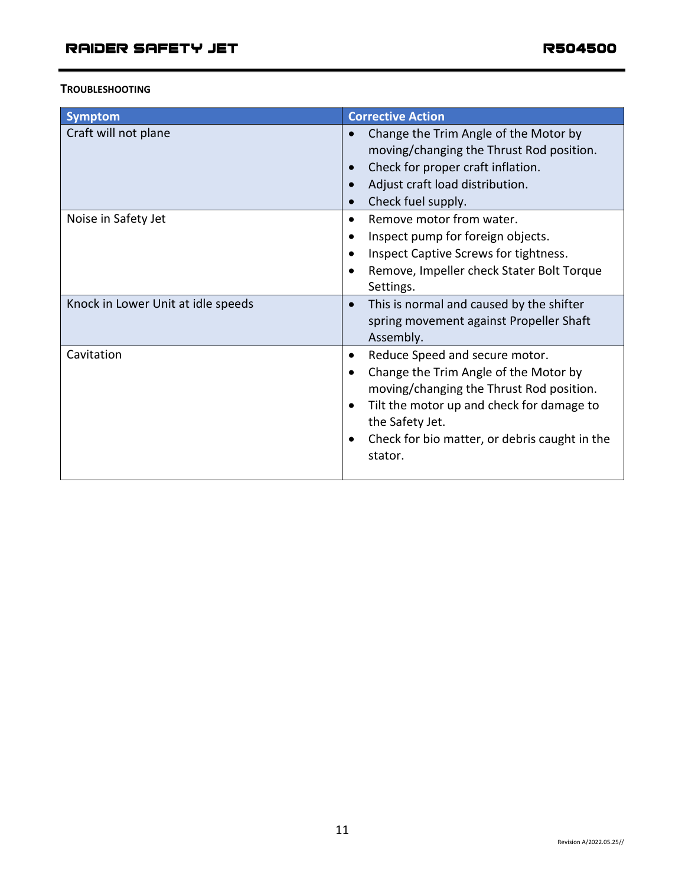## TROUBLESHOOTING

| Symptom | Corrective Action |
|---|---|
| Craft will not plane | • Change the Trim Angle of the Motor by moving/changing the Thrust Rod position.<br>• Check for proper craft inflation.<br>• Adjust craft load distribution.<br>• Check fuel supply. |
| Noise in Safety Jet | • Remove motor from water.<br>• Inspect pump for foreign objects.<br>• Inspect Captive Screws for tightness.<br>• Remove, Impeller check Stater Bolt Torque Settings. |
| Knock in Lower Unit at idle speeds | • This is normal and caused by the shifter spring movement against Propeller Shaft Assembly. |
| Cavitation | • Reduce Speed and secure motor.<br>• Change the Trim Angle of the Motor by moving/changing the Thrust Rod position.<br>• Tilt the motor up and check for damage to the Safety Jet.<br>• Check for bio matter, or debris caught in the stator. |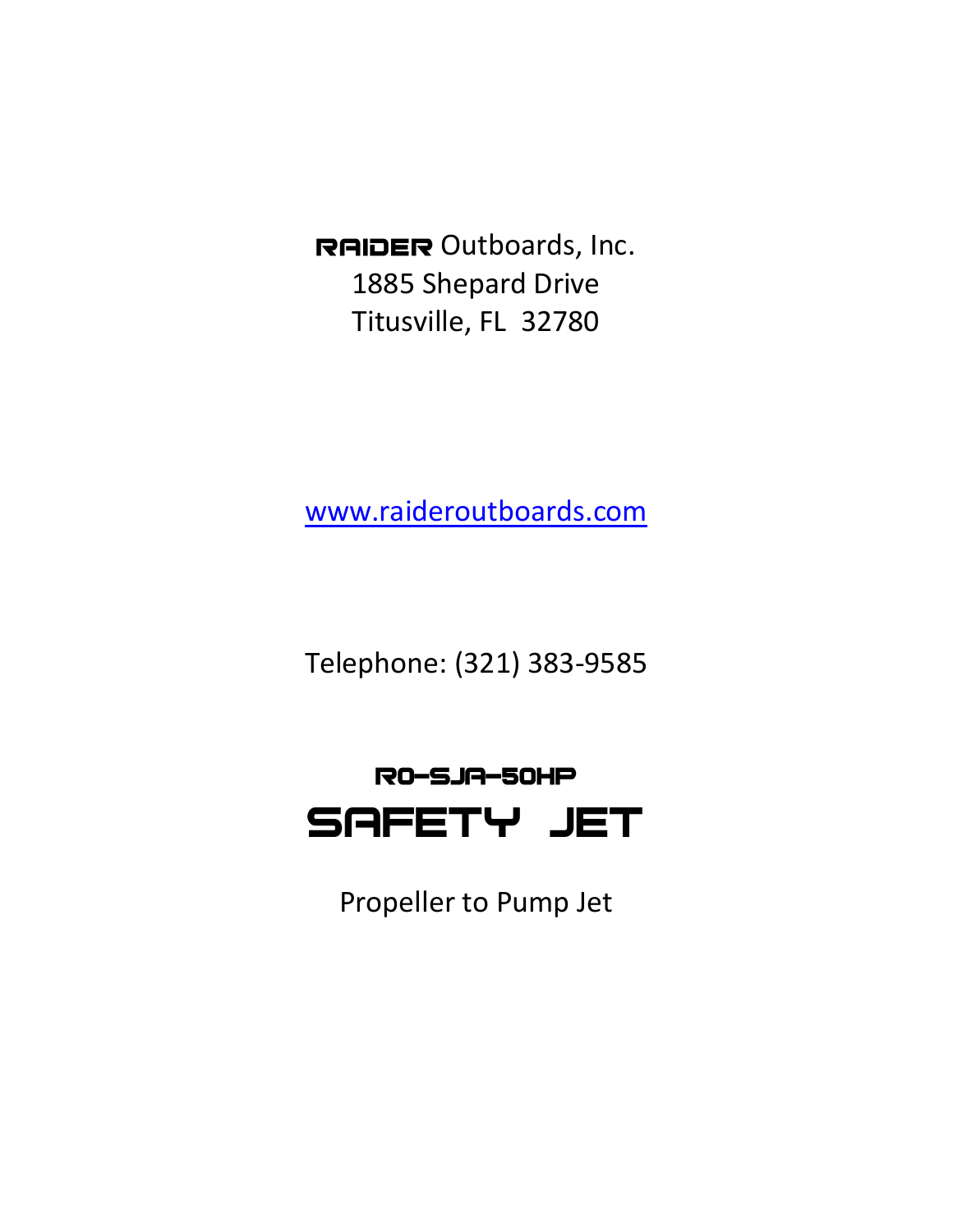RAIDER Outboards, Inc.
1885 Shepard Drive
Titusville, FL  32780

www.raideroutboards.com

Telephone: (321) 383-9585

## RO-SJA-50HP

# SAFETY JET

Propeller to Pump Jet